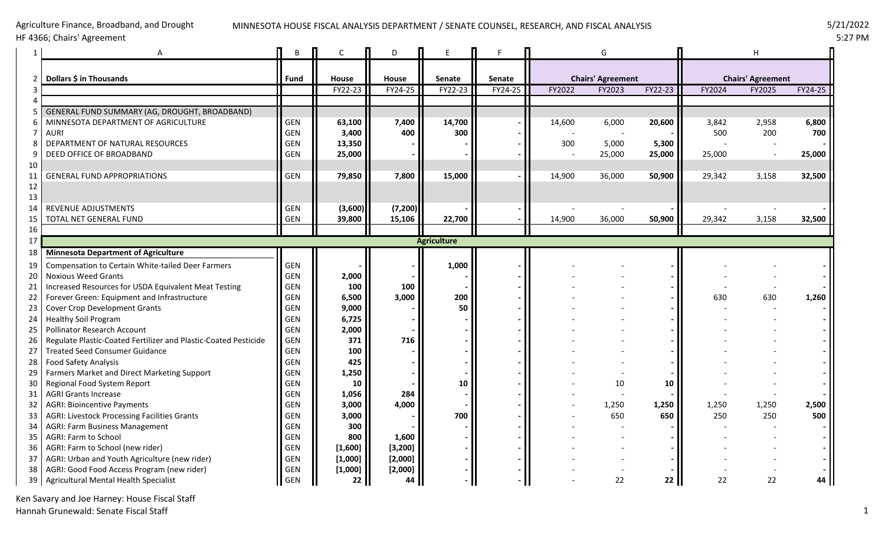Agriculture Finance, Broadband, and Drought

HF 4366; Chairs' Agreement

MINNESOTA HOUSE FISCAL ANALYSIS DEPARTMENT / SENATE COUNSEL, RESEARCH, AND FISCAL ANALYSIS

5/21/2022
5:27 PM

| | A | B | C | D | E | F | G | | | H | | |
|---|---|---|---|---|---|---|---|---|---|---|---|---|
| 2 | Dollars $ in Thousands | Fund | House | House | Senate | Senate | Chairs' Agreement | | | Chairs' Agreement | | |
| 3 | | | FY22-23 | FY24-25 | FY22-23 | FY24-25 | FY2022 | FY2023 | FY22-23 | FY2024 | FY2025 | FY24-25 |
| 4 | | | | | | | | | | | | |
| 5 | GENERAL FUND SUMMARY (AG, DROUGHT, BROADBAND) | | | | | | | | | | | |
| 6 | MINNESOTA DEPARTMENT OF AGRICULTURE | GEN | 63,100 | 7,400 | 14,700 | - | 14,600 | 6,000 | 20,600 | 3,842 | 2,958 | 6,800 |
| 7 | AURI | GEN | 3,400 | 400 | 300 | - | - | - | - | 500 | 200 | 700 |
| 8 | DEPARTMENT OF NATURAL RESOURCES | GEN | 13,350 | - | - | - | 300 | 5,000 | 5,300 | - | - | - |
| 9 | DEED OFFICE OF BROADBAND | GEN | 25,000 | - | - | - | - | 25,000 | 25,000 | 25,000 | - | 25,000 |
| 10 | | | | | | | | | | | | |
| 11 | GENERAL FUND APPROPRIATIONS | GEN | 79,850 | 7,800 | 15,000 | - | 14,900 | 36,000 | 50,900 | 29,342 | 3,158 | 32,500 |
| 12 | | | | | | | | | | | | |
| 13 | | | | | | | | | | | | |
| 14 | REVENUE ADJUSTMENTS | GEN | (3,600) | (7,200) | - | - | - | - | - | - | - | - |
| 15 | TOTAL NET GENERAL FUND | GEN | 39,800 | 15,106 | 22,700 | - | 14,900 | 36,000 | 50,900 | 29,342 | 3,158 | 32,500 |
| 16 | | | | | | | | | | | | |
| 17 | | | | | Agriculture | | | | | | | |
| 18 | Minnesota Department of Agriculture | | | | | | | | | | | |
| 19 | Compensation to Certain White-tailed Deer Farmers | GEN | - | - | 1,000 | - | - | - | - | - | - | - |
| 20 | Noxious Weed Grants | GEN | 2,000 | - | - | - | - | - | - | - | - | - |
| 21 | Increased Resources for USDA Equivalent Meat Testing | GEN | 100 | 100 | - | - | - | - | - | - | - | - |
| 22 | Forever Green: Equipment and Infrastructure | GEN | 6,500 | 3,000 | 200 | - | - | - | - | 630 | 630 | 1,260 |
| 23 | Cover Crop Development Grants | GEN | 9,000 | - | 50 | - | - | - | - | - | - | - |
| 24 | Healthy Soil Program | GEN | 6,725 | - | - | - | - | - | - | - | - | - |
| 25 | Pollinator Research Account | GEN | 2,000 | - | - | - | - | - | - | - | - | - |
| 26 | Regulate Plastic-Coated Fertilizer and Plastic-Coated Pesticide | GEN | 371 | 716 | - | - | - | - | - | - | - | - |
| 27 | Treated Seed Consumer Guidance | GEN | 100 | - | - | - | - | - | - | - | - | - |
| 28 | Food Safety Analysis | GEN | 425 | - | - | - | - | - | - | - | - | - |
| 29 | Farmers Market and Direct Marketing Support | GEN | 1,250 | - | - | - | - | - | - | - | - | - |
| 30 | Regional Food System Report | GEN | 10 | - | 10 | - | - | 10 | 10 | - | - | - |
| 31 | AGRI Grants Increase | GEN | 1,056 | 284 | - | - | - | - | - | - | - | - |
| 32 | AGRI: Bioincentive Payments | GEN | 3,000 | 4,000 | - | - | - | 1,250 | 1,250 | 1,250 | 1,250 | 2,500 |
| 33 | AGRI: Livestock Processing Facilities Grants | GEN | 3,000 | - | 700 | - | - | 650 | 650 | 250 | 250 | 500 |
| 34 | AGRI: Farm Business Management | GEN | 300 | - | - | - | - | - | - | - | - | - |
| 35 | AGRI: Farm to School | GEN | 800 | 1,600 | - | - | - | - | - | - | - | - |
| 36 | AGRI: Farm to School (new rider) | GEN | [1,600] | [3,200] | - | - | - | - | - | - | - | - |
| 37 | AGRI: Urban and Youth Agriculture (new rider) | GEN | [1,000] | [2,000] | - | - | - | - | - | - | - | - |
| 38 | AGRI: Good Food Access Program (new rider) | GEN | [1,000] | [2,000] | - | - | - | - | - | - | - | - |
| 39 | Agricultural Mental Health Specialist | GEN | 22 | 44 | - | - | - | 22 | 22 | 22 | 22 | 44 |

Ken Savary and Joe Harney: House Fiscal Staff
Hannah Grunewald: Senate Fiscal Staff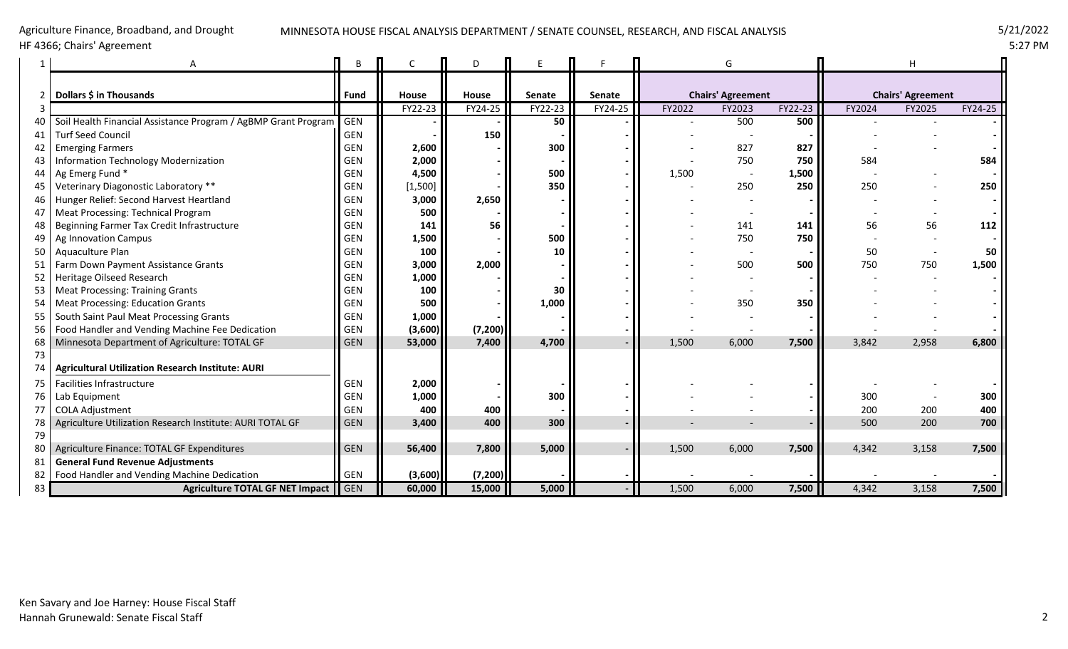Agriculture Finance, Broadband, and Drought
HF 4366; Chairs' Agreement

MINNESOTA HOUSE FISCAL ANALYSIS DEPARTMENT / SENATE COUNSEL, RESEARCH, AND FISCAL ANALYSIS

5/21/2022
5:27 PM

| 1 | A | B | C | D | E | F | G | | | H | | |
|---|---|---|---|---|---|---|---|---|---|---|---|---|
| 2 | **Dollars $ in Thousands** | **Fund** | **House** | **House** | **Senate** | **Senate** | **Chairs' Agreement** | | | **Chairs' Agreement** | | |
| 3 | | | FY22-23 | FY24-25 | FY22-23 | FY24-25 | FY2022 | FY2023 | FY22-23 | FY2024 | FY2025 | FY24-25 |
| 40 | Soil Health Financial Assistance Program / AgBMP Grant Program | GEN | - | - | 50 | - | - | 500 | **500** | - | - | - |
| 41 | Turf Seed Council | GEN | - | 150 | - | - | - | - | - | - | - | - |
| 42 | Emerging Farmers | GEN | 2,600 | - | 300 | - | - | 827 | **827** | - | - | - |
| 43 | Information Technology Modernization | GEN | 2,000 | - | - | - | - | 750 | **750** | 584 | | **584** |
| 44 | Ag Emerg Fund * | GEN | 4,500 | - | 500 | - | 1,500 | - | **1,500** | - | - | - |
| 45 | Veterinary Diagonostic Laboratory ** | GEN | [1,500] | - | 350 | - | - | 250 | **250** | 250 | - | **250** |
| 46 | Hunger Relief: Second Harvest Heartland | GEN | 3,000 | 2,650 | - | - | - | - | - | - | - | - |
| 47 | Meat Processing: Technical Program | GEN | 500 | - | - | - | - | - | - | - | - | - |
| 48 | Beginning Farmer Tax Credit Infrastructure | GEN | 141 | 56 | - | - | - | 141 | **141** | 56 | 56 | **112** |
| 49 | Ag Innovation Campus | GEN | 1,500 | - | 500 | - | - | 750 | **750** | - | - | - |
| 50 | Aquaculture Plan | GEN | 100 | - | 10 | - | - | - | - | 50 | - | **50** |
| 51 | Farm Down Payment Assistance Grants | GEN | 3,000 | 2,000 | - | - | - | 500 | **500** | 750 | 750 | **1,500** |
| 52 | Heritage Oilseed Research | GEN | 1,000 | - | - | - | - | - | - | - | - | - |
| 53 | Meat Processing: Training Grants | GEN | 100 | - | 30 | - | - | - | - | - | - | - |
| 54 | Meat Processing: Education Grants | GEN | 500 | - | 1,000 | - | - | 350 | **350** | - | - | - |
| 55 | South Saint Paul Meat Processing Grants | GEN | 1,000 | - | - | - | - | - | - | - | - | - |
| 56 | Food Handler and Vending Machine Fee Dedication | GEN | (3,600) | (7,200) | - | - | - | - | - | - | - | - |
| 68 | Minnesota Department of Agriculture: TOTAL GF | GEN | 53,000 | 7,400 | 4,700 | - | 1,500 | 6,000 | **7,500** | 3,842 | 2,958 | **6,800** |
| 73 | | | | | | | | | | | | |
| 74 | **Agricultural Utilization Research Institute: AURI** | | | | | | | | | | | |
| 75 | Facilities Infrastructure | GEN | 2,000 | - | - | - | - | - | - | - | - | - |
| 76 | Lab Equipment | GEN | 1,000 | - | 300 | - | - | - | - | 300 | - | **300** |
| 77 | COLA Adjustment | GEN | 400 | 400 | - | - | - | - | - | 200 | 200 | **400** |
| 78 | Agriculture Utilization Research Institute: AURI TOTAL GF | GEN | 3,400 | 400 | 300 | - | - | - | - | 500 | 200 | **700** |
| 79 | | | | | | | | | | | | |
| 80 | Agriculture Finance: TOTAL GF Expenditures | GEN | 56,400 | 7,800 | 5,000 | - | 1,500 | 6,000 | **7,500** | 4,342 | 3,158 | **7,500** |
| 81 | **General Fund Revenue Adjustments** | | | | | | | | | | | |
| 82 | Food Handler and Vending Machine Dedication | GEN | (3,600) | (7,200) | - | - | - | - | - | - | - | - |
| 83 | **Agriculture TOTAL GF NET Impact** | GEN | **60,000** | **15,000** | **5,000** | - | 1,500 | 6,000 | **7,500** | 4,342 | 3,158 | **7,500** |

Ken Savary and Joe Harney: House Fiscal Staff
Hannah Grunewald: Senate Fiscal Staff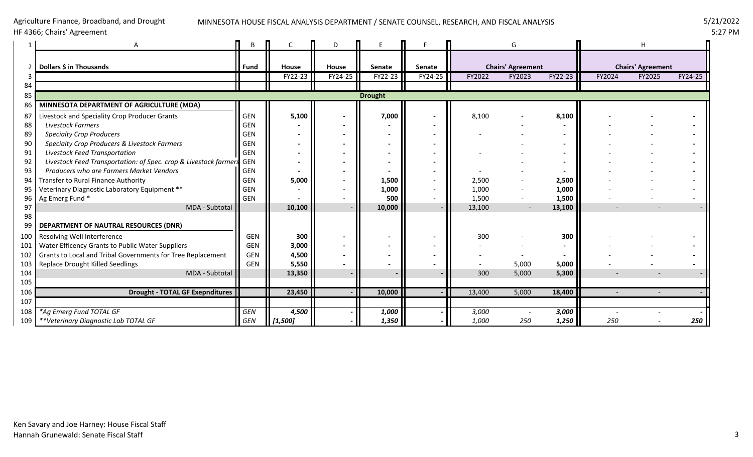| 1 | A | B | C | D | E | F | G | | | H | | |
|---|---|---|---|---|---|---|---|---|---|---|---|---|
| 2 | **Dollars $ in Thousands** | **Fund** | **House** | **House** | **Senate** | **Senate** | **Chairs' Agreement** | | | **Chairs' Agreement** | | |
| 3 | | | FY22-23 | FY24-25 | FY22-23 | FY24-25 | FY2022 | FY2023 | FY22-23 | FY2024 | FY2025 | FY24-25 |
| 84 | | | | | | | | | | | | |
| 85 | | | | | **Drought** | | | | | | | |
| 86 | **MINNESOTA DEPARTMENT OF AGRICULTURE (MDA)** | | | | | | | | | | | |
| 87 | Livestock and Speciality Crop Producer Grants | GEN | **5,100** | **-** | **7,000** | **-** | 8,100 | - | **8,100** | - | - | **-** |
| 88 | *Livestock Farmers* | GEN | **-** | **-** | **-** | **-** | | - | **-** | - | - | **-** |
| 89 | *Specialty Crop Producers* | GEN | **-** | **-** | **-** | **-** | - | - | **-** | - | - | **-** |
| 90 | *Specialty Crop Producers & Livestock Farmers* | GEN | **-** | **-** | **-** | **-** | | - | **-** | - | - | **-** |
| 91 | *Livestock Feed Transportation* | GEN | **-** | **-** | **-** | **-** | - | - | **-** | - | - | **-** |
| 92 | *Livestock Feed Transportation: of Spec. crop & Livestock farmers* | GEN | **-** | **-** | **-** | **-** | | - | **-** | - | - | **-** |
| 93 | *Producers who are Farmers Market Vendors* | GEN | **-** | **-** | **-** | **-** | - | - | **-** | - | - | **-** |
| 94 | Transfer to Rural Finance Authority | GEN | **5,000** | **-** | **1,500** | **-** | 2,500 | - | **2,500** | - | - | **-** |
| 95 | Veterinary Diagnostic Laboratory Equipment ** | GEN | **-** | **-** | **1,000** | **-** | 1,000 | - | **1,000** | - | - | **-** |
| 96 | Ag Emerg Fund * | GEN | **-** | **-** | **500** | **-** | 1,500 | - | **1,500** | - | - | **-** |
| 97 | MDA - Subtotal | | **10,100** | **-** | **10,000** | **-** | 13,100 | - | **13,100** | - | - | **-** |
| 98 | | | | | | | | | | | | |
| 99 | **DEPARTMENT OF NAUTRAL RESOURCES (DNR)** | | | | | | | | | | | |
| 100 | Resolving Well Interference | GEN | **300** | **-** | **-** | **-** | 300 | - | **300** | - | - | **-** |
| 101 | Water Efficency Grants to Public Water Suppliers | GEN | **3,000** | **-** | **-** | **-** | - | - | **-** | - | - | **-** |
| 102 | Grants to Local and Tribal Governments for Tree Replacement | GEN | **4,500** | **-** | **-** | **-** | - | - | **-** | - | - | **-** |
| 103 | Replace Drought Killed Seedlings | GEN | **5,550** | **-** | **-** | **-** | - | 5,000 | **5,000** | - | - | **-** |
| 104 | MDA - Subtotal | | **13,350** | **-** | **-** | **-** | 300 | 5,000 | **5,300** | - | - | **-** |
| 105 | | | | | | | | | | | | |
| 106 | **Drought - TOTAL GF Exepnditures** | | **23,450** | **-** | **10,000** | **-** | 13,400 | 5,000 | **18,400** | - | - | **-** |
| 107 | | | | | | | | | | | | |
| 108 | *\*Ag Emerg Fund TOTAL GF* | *GEN* | ***4,500*** | ***-*** | ***1,000*** | ***-*** | *3,000* | *-* | ***3,000*** | *-* | *-* | ***-*** |
| 109 | *\*\*Veterinary Diagnostic Lab TOTAL GF* | *GEN* | ***[1,500]*** | ***-*** | ***1,350*** | ***-*** | *1,000* | *250* | ***1,250*** | *250* | *-* | ***250*** |

Ken Savary and Joe Harney: House Fiscal Staff
Hannah Grunewald: Senate Fiscal Staff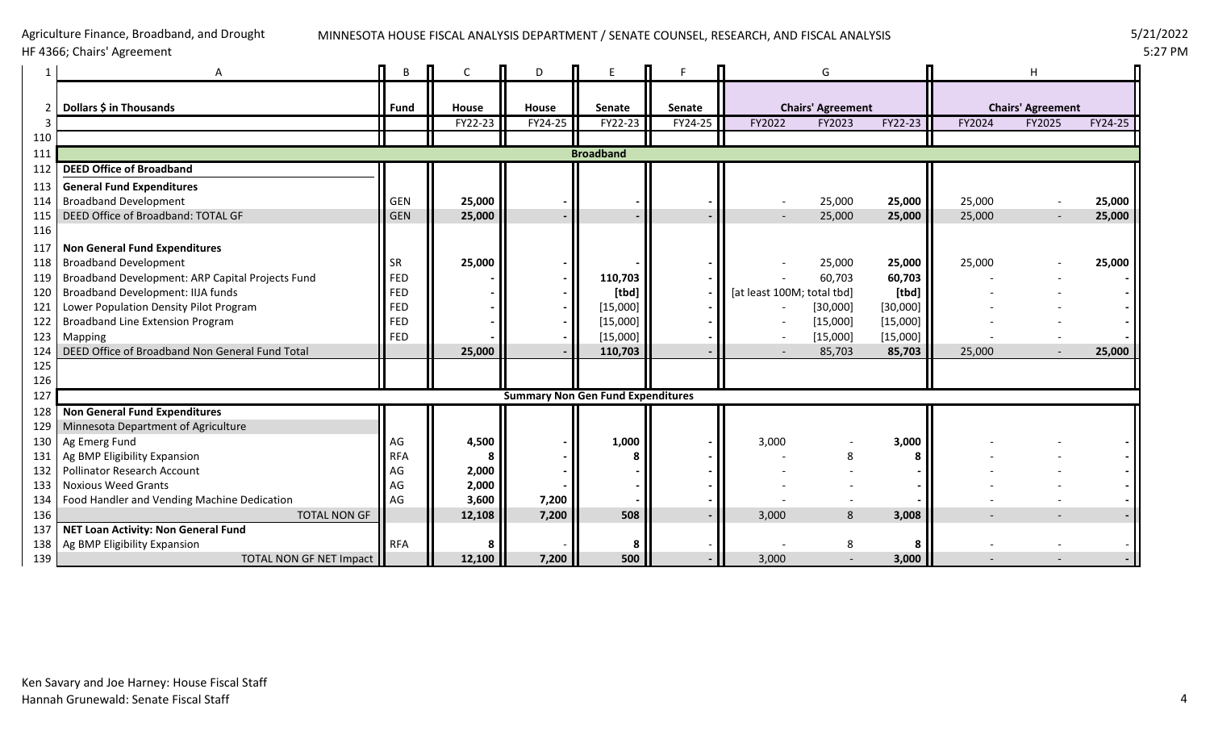Agriculture Finance, Broadband, and Drought
HF 4366; Chairs' Agreement

MINNESOTA HOUSE FISCAL ANALYSIS DEPARTMENT / SENATE COUNSEL, RESEARCH, AND FISCAL ANALYSIS

5/21/2022
5:27 PM

| | A | B | C | D | E | F | G | | | H | | |
|---|---|---|---|---|---|---|---|---|---|---|---|---|
| 2 | **Dollars $ in Thousands** | **Fund** | **House** | **House** | **Senate** | **Senate** | **Chairs' Agreement** | | | **Chairs' Agreement** | | |
| 3 | | | FY22-23 | FY24-25 | FY22-23 | FY24-25 | FY2022 | FY2023 | FY22-23 | FY2024 | FY2025 | FY24-25 |
| 110 | | | | | | | | | | | | |
| 111 | **Broadband** | | | | | | | | | | | |
| 112 | **DEED Office of Broadband** | | | | | | | | | | | |
| 113 | **General Fund Expenditures** | | | | | | | | | | | |
| 114 | Broadband Development | GEN | **25,000** | **-** | **-** | **-** | - | 25,000 | **25,000** | 25,000 | - | **25,000** |
| 115 | DEED Office of Broadband: TOTAL GF | GEN | **25,000** | **-** | **-** | **-** | - | 25,000 | **25,000** | 25,000 | - | **25,000** |
| 116 | | | | | | | | | | | | |
| 117 | **Non General Fund Expenditures** | | | | | | | | | | | |
| 118 | Broadband Development | SR | **25,000** | **-** | **-** | **-** | - | 25,000 | **25,000** | 25,000 | - | **25,000** |
| 119 | Broadband Development: ARP Capital Projects Fund | FED | **-** | **-** | **110,703** | **-** | - | 60,703 | **60,703** | - | - | **-** |
| 120 | Broadband Development: IIJA funds | FED | **-** | **-** | **[tbd]** | **-** | [at least 100M; total tbd] | | **[tbd]** | - | - | **-** |
| 121 | Lower Population Density Pilot Program | FED | **-** | **-** | [15,000] | **-** | - | [30,000] | [30,000] | - | - | **-** |
| 122 | Broadband Line Extension Program | FED | **-** | **-** | [15,000] | **-** | - | [15,000] | [15,000] | - | - | **-** |
| 123 | Mapping | FED | **-** | **-** | [15,000] | **-** | - | [15,000] | [15,000] | - | - | **-** |
| 124 | DEED Office of Broadband Non General Fund Total | | **25,000** | **-** | **110,703** | **-** | - | 85,703 | **85,703** | 25,000 | - | **25,000** |
| 125 | | | | | | | | | | | | |
| 126 | | | | | | | | | | | | |
| 127 | **Summary Non Gen Fund Expenditures** | | | | | | | | | | | |
| 128 | **Non General Fund Expenditures** | | | | | | | | | | | |
| 129 | Minnesota Department of Agriculture | | | | | | | | | | | |
| 130 | Ag Emerg Fund | AG | **4,500** | **-** | **1,000** | **-** | 3,000 | - | **3,000** | - | - | **-** |
| 131 | Ag BMP Eligibility Expansion | RFA | **8** | **-** | **8** | **-** | - | 8 | **8** | - | - | **-** |
| 132 | Pollinator Research Account | AG | **2,000** | **-** | **-** | **-** | - | - | **-** | - | - | **-** |
| 133 | Noxious Weed Grants | AG | **2,000** | **-** | **-** | **-** | - | - | **-** | - | - | **-** |
| 134 | Food Handler and Vending Machine Dedication | AG | **3,600** | **7,200** | **-** | **-** | - | - | **-** | - | - | **-** |
| 136 | TOTAL NON GF | | **12,108** | **7,200** | **508** | **-** | 3,000 | 8 | **3,008** | - | - | **-** |
| 137 | **NET Loan Activity: Non General Fund** | | | | | | | | | | | |
| 138 | Ag BMP Eligibility Expansion | RFA | **8** | - | **8** | - | - | 8 | **8** | - | - | - |
| 139 | TOTAL NON GF NET Impact | | **12,100** | **7,200** | **500** | **-** | 3,000 | - | **3,000** | - | - | **-** |

Ken Savary and Joe Harney: House Fiscal Staff
Hannah Grunewald: Senate Fiscal Staff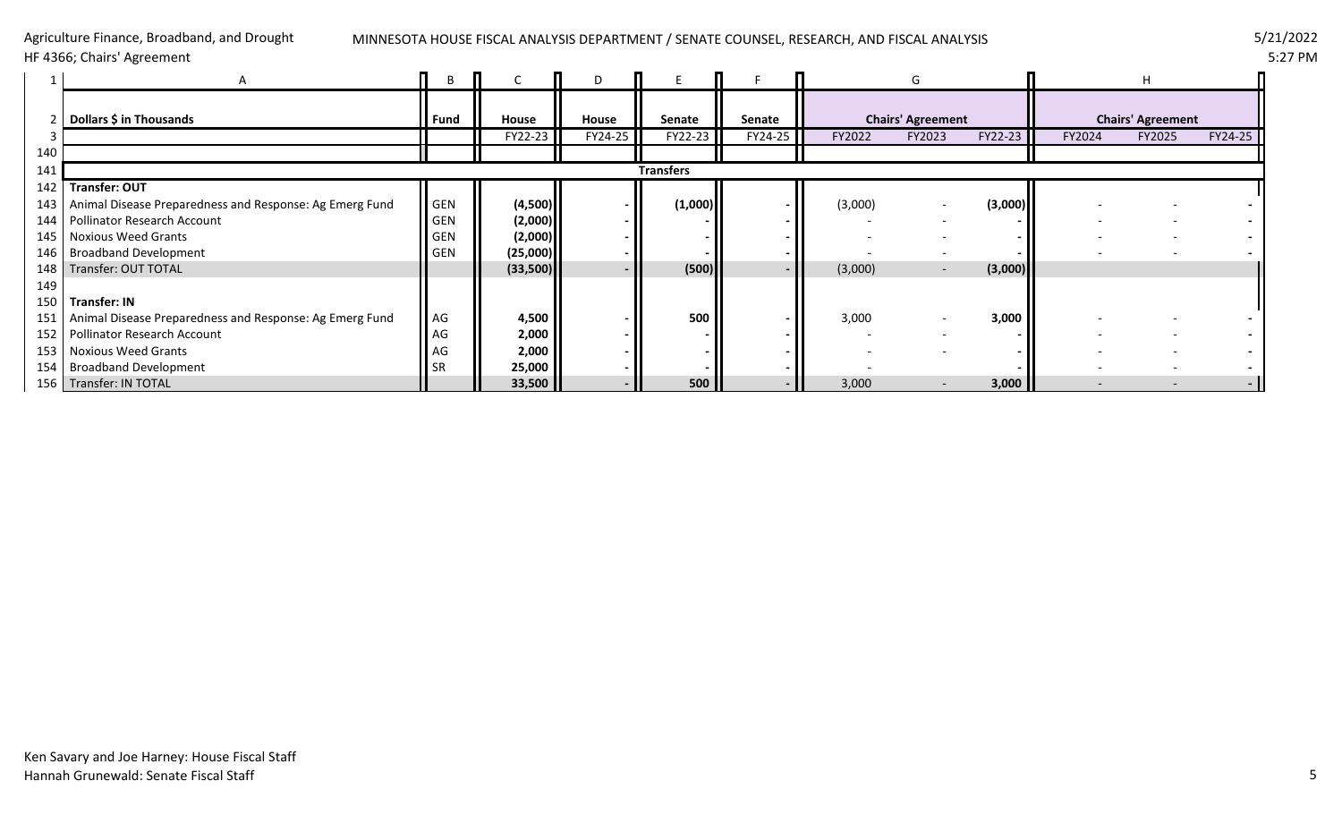Agriculture Finance, Broadband, and Drought

HF 4366; Chairs' Agreement

MINNESOTA HOUSE FISCAL ANALYSIS DEPARTMENT / SENATE COUNSEL, RESEARCH, AND FISCAL ANALYSIS

5/21/2022
5:27 PM

| | A | B | C | D | E | F | G | | | H | | |
|---|---|---|---|---|---|---|---|---|---|---|---|---|
| 2 | Dollars $ in Thousands | Fund | House | House | Senate | Senate | Chairs' Agreement | | | Chairs' Agreement | | |
| 3 | | | FY22-23 | FY24-25 | FY22-23 | FY24-25 | FY2022 | FY2023 | FY22-23 | FY2024 | FY2025 | FY24-25 |
| 140 | | | | | | | | | | | | |
| 141 | **Transfers** | | | | | | | | | | | |
| 142 | **Transfer: OUT** | | | | | | | | | | | |
| 143 | Animal Disease Preparedness and Response: Ag Emerg Fund | GEN | **(4,500)** | **-** | **(1,000)** | **-** | (3,000) | - | **(3,000)** | - | - | **-** |
| 144 | Pollinator Research Account | GEN | **(2,000)** | **-** | **-** | **-** | - | - | **-** | - | - | **-** |
| 145 | Noxious Weed Grants | GEN | **(2,000)** | **-** | **-** | **-** | - | - | **-** | - | - | **-** |
| 146 | Broadband Development | GEN | **(25,000)** | **-** | **-** | **-** | - | - | **-** | - | - | **-** |
| 148 | Transfer: OUT TOTAL | | **(33,500)** | **-** | **(500)** | **-** | (3,000) | - | **(3,000)** | | | |
| 149 | | | | | | | | | | | | |
| 150 | **Transfer: IN** | | | | | | | | | | | |
| 151 | Animal Disease Preparedness and Response: Ag Emerg Fund | AG | **4,500** | **-** | **500** | **-** | 3,000 | - | **3,000** | - | - | **-** |
| 152 | Pollinator Research Account | AG | **2,000** | **-** | **-** | **-** | - | - | **-** | - | - | **-** |
| 153 | Noxious Weed Grants | AG | **2,000** | **-** | **-** | **-** | - | - | **-** | - | - | **-** |
| 154 | Broadband Development | SR | **25,000** | **-** | **-** | **-** | - | | **-** | - | - | **-** |
| 156 | Transfer: IN TOTAL | | **33,500** | **-** | **500** | **-** | 3,000 | - | **3,000** | - | - | **-** |

Ken Savary and Joe Harney: House Fiscal Staff
Hannah Grunewald: Senate Fiscal Staff